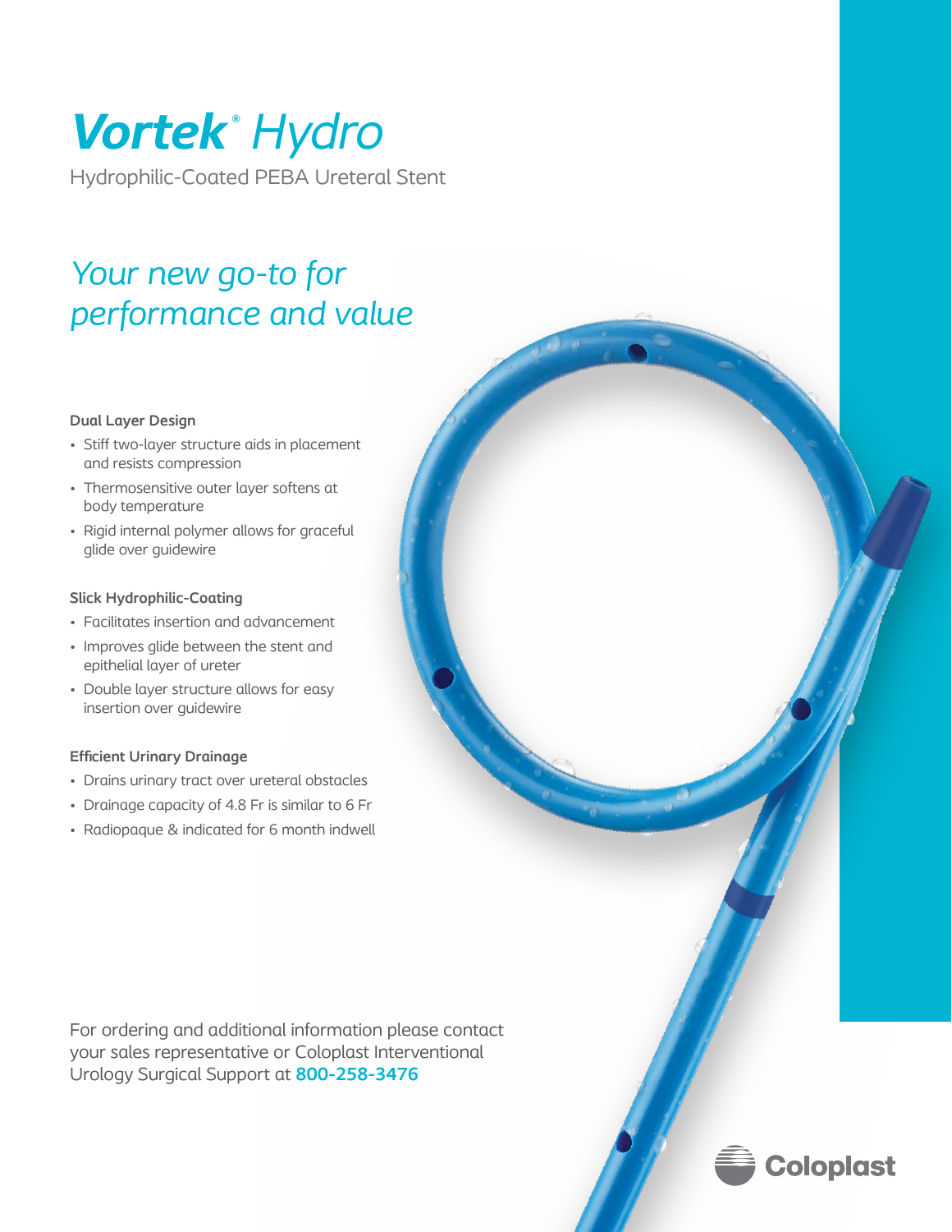# Vortek® Hydro

Hydrophilic-Coated PEBA Ureteral Stent

## *Your new go-to for performance and value*

**Dual Layer Design**

- Stiff two-layer structure aids in placement and resists compression
- Thermosensitive outer layer softens at body temperature
- Rigid internal polymer allows for graceful glide over guidewire

**Slick Hydrophilic-Coating**

- Facilitates insertion and advancement
- Improves glide between the stent and epithelial layer of ureter
- Double layer structure allows for easy insertion over guidewire

**Efficient Urinary Drainage**

- Drains urinary tract over ureteral obstacles
- Drainage capacity of 4.8 Fr is similar to 6 Fr
- Radiopaque & indicated for 6 month indwell

For ordering and additional information please contact your sales representative or Coloplast Interventional Urology Surgical Support at **800-258-3476**

Coloplast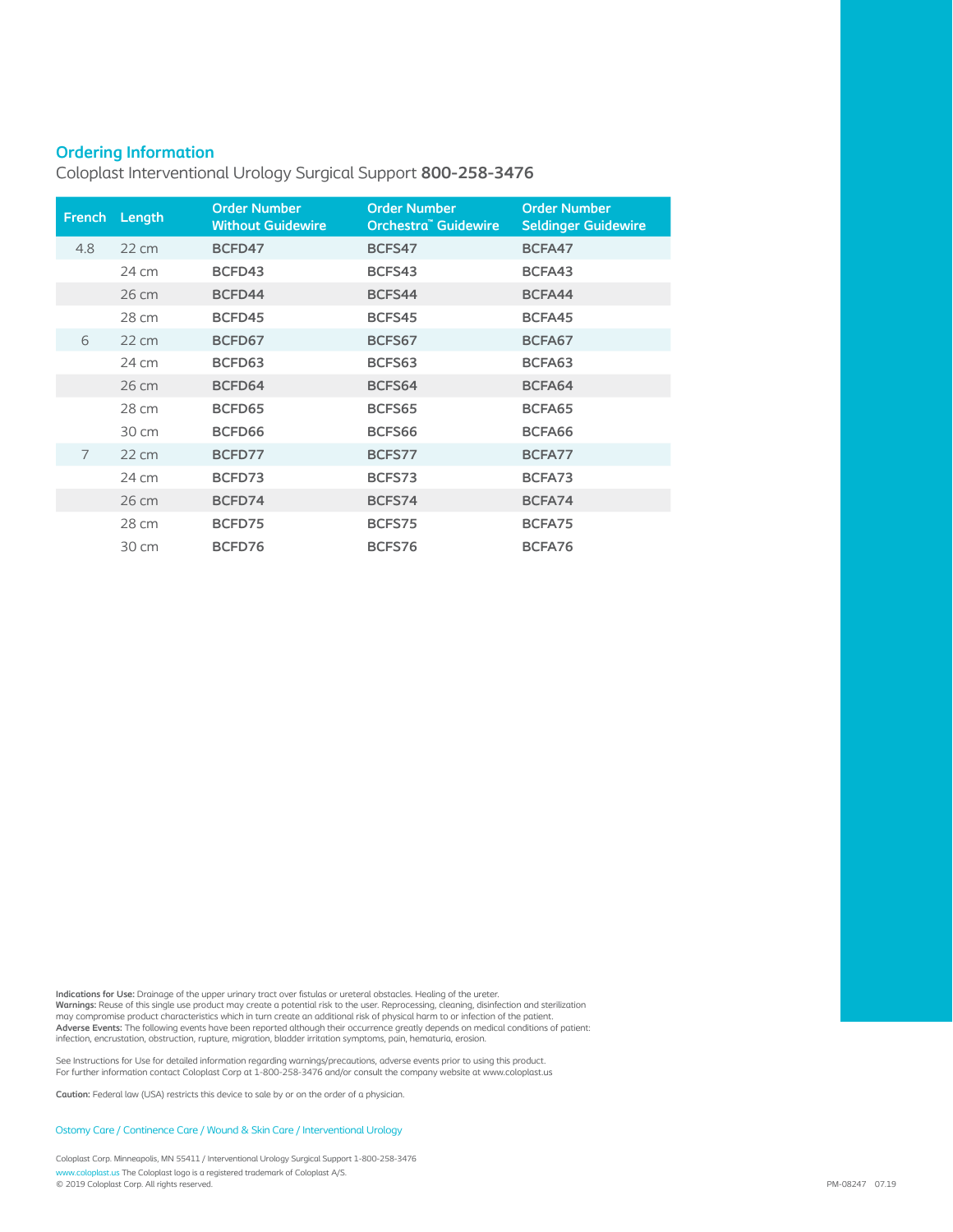## Ordering Information

Coloplast Interventional Urology Surgical Support **800-258-3476**

| French | Length | Order Number Without Guidewire | Order Number Orchestra™ Guidewire | Order Number Seldinger Guidewire |
|---|---|---|---|---|
| 4.8 | 22 cm | **BCFD47** | **BCFS47** | **BCFA47** |
| | 24 cm | **BCFD43** | **BCFS43** | **BCFA43** |
| | 26 cm | **BCFD44** | **BCFS44** | **BCFA44** |
| | 28 cm | **BCFD45** | **BCFS45** | **BCFA45** |
| 6 | 22 cm | **BCFD67** | **BCFS67** | **BCFA67** |
| | 24 cm | **BCFD63** | **BCFS63** | **BCFA63** |
| | 26 cm | **BCFD64** | **BCFS64** | **BCFA64** |
| | 28 cm | **BCFD65** | **BCFS65** | **BCFA65** |
| | 30 cm | **BCFD66** | **BCFS66** | **BCFA66** |
| 7 | 22 cm | **BCFD77** | **BCFS77** | **BCFA77** |
| | 24 cm | **BCFD73** | **BCFS73** | **BCFA73** |
| | 26 cm | **BCFD74** | **BCFS74** | **BCFA74** |
| | 28 cm | **BCFD75** | **BCFS75** | **BCFA75** |
| | 30 cm | **BCFD76** | **BCFS76** | **BCFA76** |

**Indications for Use:** Drainage of the upper urinary tract over fistulas or ureteral obstacles. Healing of the ureter.
**Warnings:** Reuse of this single use product may create a potential risk to the user. Reprocessing, cleaning, disinfection and sterilization may compromise product characteristics which in turn create an additional risk of physical harm to or infection of the patient.
**Adverse Events:** The following events have been reported although their occurrence greatly depends on medical conditions of patient: infection, encrustation, obstruction, rupture, migration, bladder irritation symptoms, pain, hematuria, erosion.

See Instructions for Use for detailed information regarding warnings/precautions, adverse events prior to using this product.
For further information contact Coloplast Corp at 1-800-258-3476 and/or consult the company website at www.coloplast.us

**Caution:** Federal law (USA) restricts this device to sale by or on the order of a physician.

Ostomy Care / Continence Care / Wound & Skin Care / Interventional Urology

Coloplast Corp. Minneapolis, MN 55411 / Interventional Urology Surgical Support 1-800-258-3476
www.coloplast.us The Coloplast logo is a registered trademark of Coloplast A/S.
© 2019 Coloplast Corp. All rights reserved.

PM-08247 07.19